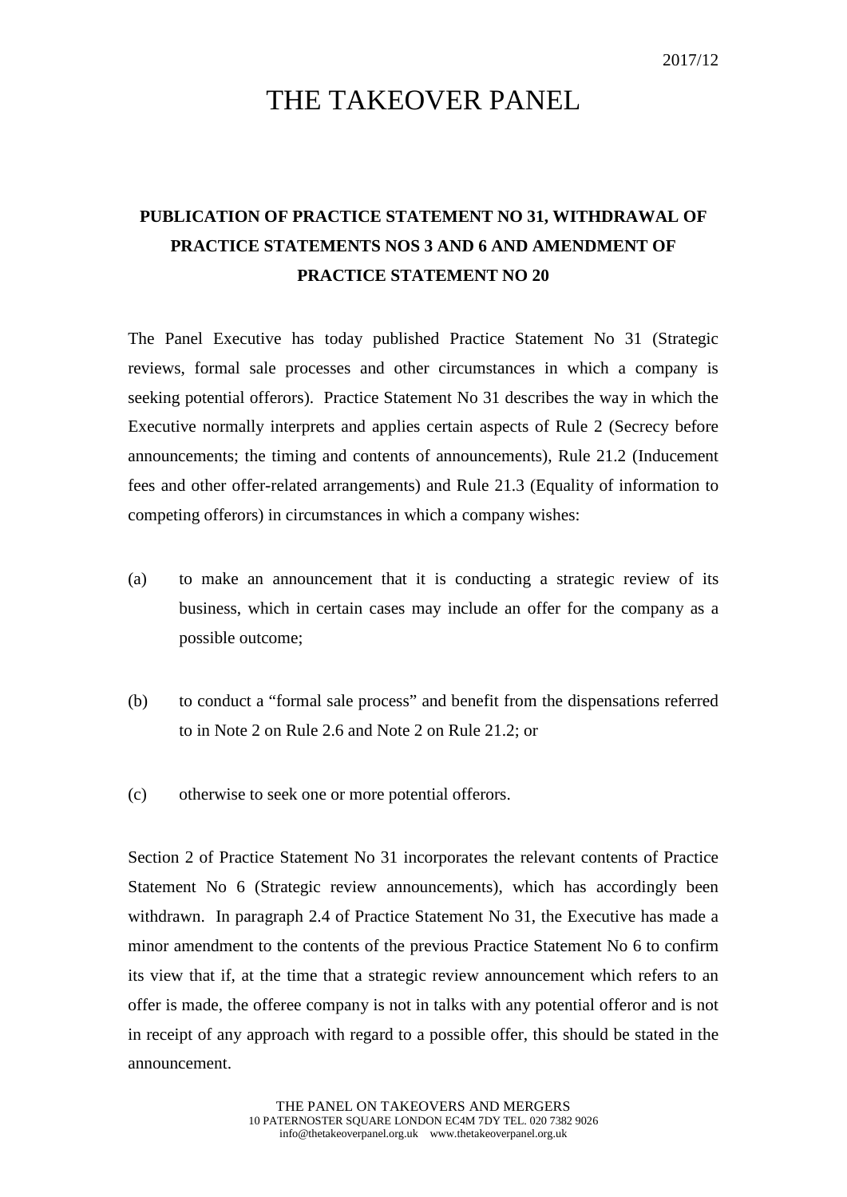2017/12

# THE TAKEOVER PANEL

## PUBLICATION OF PRACTICE STATEMENT NO 31, WITHDRAWAL OF PRACTICE STATEMENTS NOS 3 AND 6 AND AMENDMENT OF PRACTICE STATEMENT NO 20

The Panel Executive has today published Practice Statement No 31 (Strategic reviews, formal sale processes and other circumstances in which a company is seeking potential offerors). Practice Statement No 31 describes the way in which the Executive normally interprets and applies certain aspects of Rule 2 (Secrecy before announcements; the timing and contents of announcements), Rule 21.2 (Inducement fees and other offer-related arrangements) and Rule 21.3 (Equality of information to competing offerors) in circumstances in which a company wishes:

(a) to make an announcement that it is conducting a strategic review of its business, which in certain cases may include an offer for the company as a possible outcome;

(b) to conduct a "formal sale process" and benefit from the dispensations referred to in Note 2 on Rule 2.6 and Note 2 on Rule 21.2; or

(c) otherwise to seek one or more potential offerors.

Section 2 of Practice Statement No 31 incorporates the relevant contents of Practice Statement No 6 (Strategic review announcements), which has accordingly been withdrawn. In paragraph 2.4 of Practice Statement No 31, the Executive has made a minor amendment to the contents of the previous Practice Statement No 6 to confirm its view that if, at the time that a strategic review announcement which refers to an offer is made, the offeree company is not in talks with any potential offeror and is not in receipt of any approach with regard to a possible offer, this should be stated in the announcement.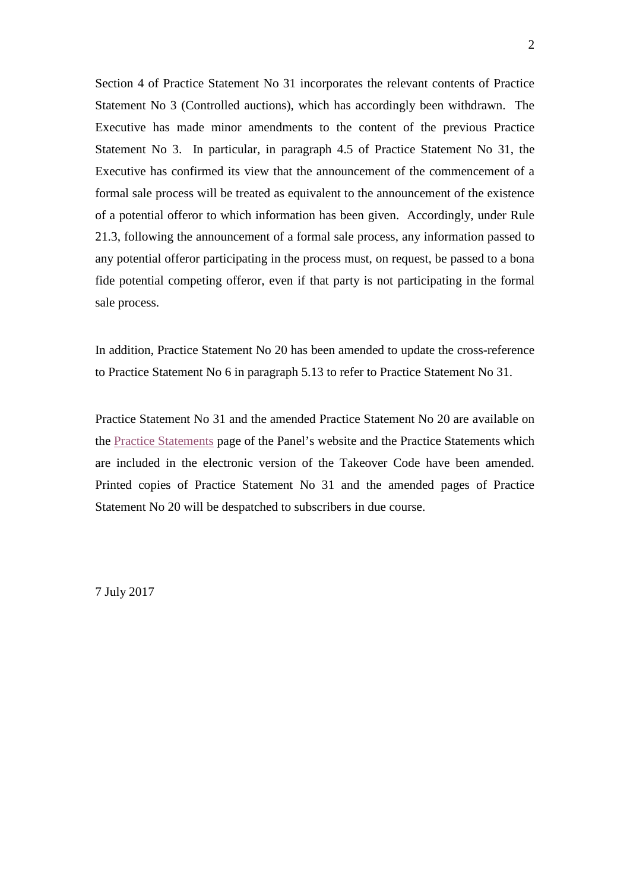Section 4 of Practice Statement No 31 incorporates the relevant contents of Practice Statement No 3 (Controlled auctions), which has accordingly been withdrawn. The Executive has made minor amendments to the content of the previous Practice Statement No 3. In particular, in paragraph 4.5 of Practice Statement No 31, the Executive has confirmed its view that the announcement of the commencement of a formal sale process will be treated as equivalent to the announcement of the existence of a potential offeror to which information has been given. Accordingly, under Rule 21.3, following the announcement of a formal sale process, any information passed to any potential offeror participating in the process must, on request, be passed to a bona fide potential competing offeror, even if that party is not participating in the formal sale process.

In addition, Practice Statement No 20 has been amended to update the cross-reference to Practice Statement No 6 in paragraph 5.13 to refer to Practice Statement No 31.

Practice Statement No 31 and the amended Practice Statement No 20 are available on the Practice Statements page of the Panel's website and the Practice Statements which are included in the electronic version of the Takeover Code have been amended. Printed copies of Practice Statement No 31 and the amended pages of Practice Statement No 20 will be despatched to subscribers in due course.

7 July 2017